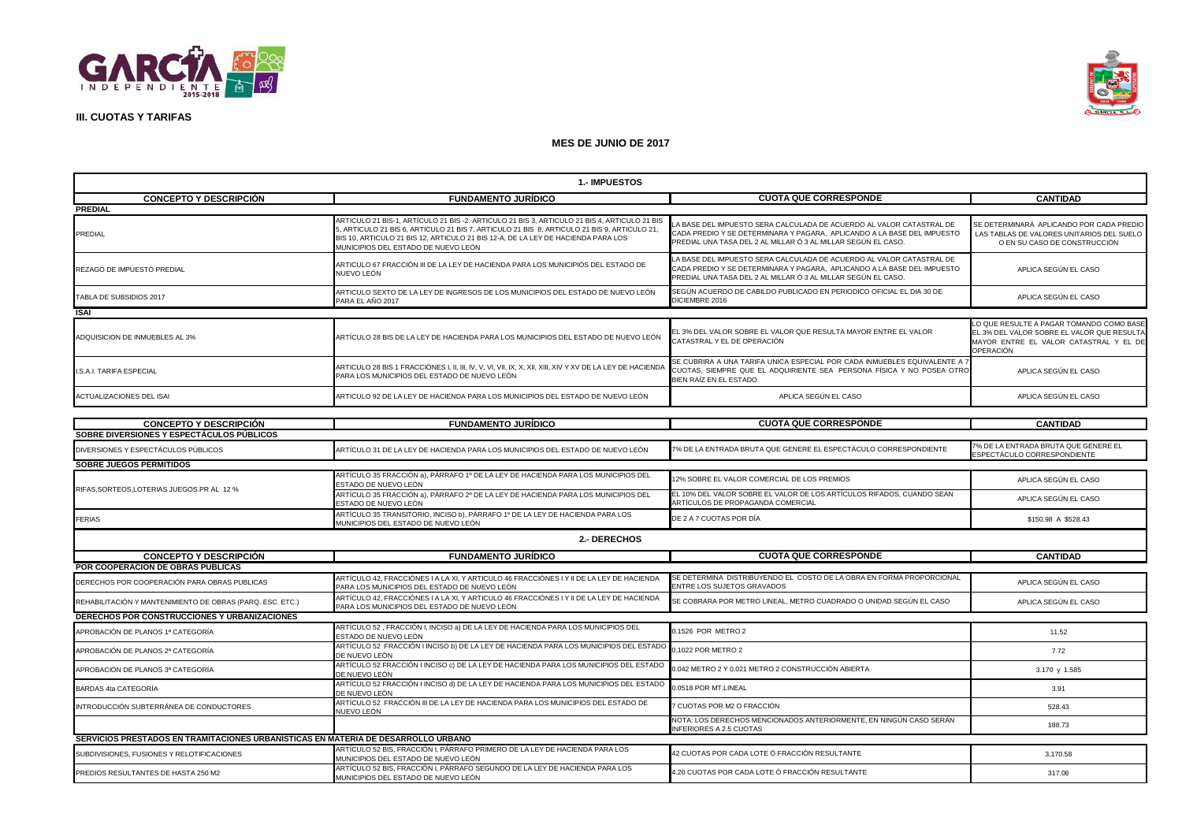**III. CUOTAS Y TARIFAS**

## MES DE JUNIO DE 2017

### 1.- IMPUESTOS

| CONCEPTO Y DESCRIPCIÓN | FUNDAMENTO JURÍDICO | CUOTA QUE CORRESPONDE | CANTIDAD |
|---|---|---|---|
| **PREDIAL** | | | |
| PREDIAL | ARTICULO 21 BIS-1, ARTÍCULO 21 BIS -2. ARTICULO 21 BIS 3, ARTICULO 21 BIS 4, ARTICULO 21 BIS 5, ARTICULO 21 BIS 6, ARTICULO 21 BIS 7, ARTICULO 21 BIS 8, ARTICULO 21 BIS 9, ARTICULO 21, BIS 10, ARTICULO 21 BIS 12, ARTICULO 21 BIS 12-A, DE LA LEY DE HACIENDA PARA LOS MUNICIPIOS DEL ESTADO DE NUEVO LEÓN | LA BASE DEL IMPUESTO SERA CALCULADA DE ACUERDO AL VALOR CATASTRAL DE CADA PREDIO Y SE DETERMINARA Y PAGARA, APLICANDO A LA BASE DEL IMPUESTO PREDIAL UNA TASA DEL 2 AL MILLAR Ó 3 AL MILLAR SEGÚN EL CASO. | SE DETERMINARÁ APLICANDO POR CADA PREDIO LAS TABLAS DE VALORES UNITARIOS DEL SUELO O EN SU CASO DE CONSTRUCCIÓN |
| REZAGO DE IMPUESTO PREDIAL | ARTICULO 67 FRACCIÓN III DE LA LEY DE HACIENDA PARA LOS MUNICIPIOS DEL ESTADO DE NUEVO LEÓN | LA BASE DEL IMPUESTO SERA CALCULADA DE ACUERDO AL VALOR CATASTRAL DE CADA PREDIO Y SE DETERMINARA Y PAGARA, APLICANDO A LA BASE DEL IMPUESTO PREDIAL UNA TASA DEL 2 AL MILLAR Ó 3 AL MILLAR SEGÚN EL CASO. | APLICA SEGÚN EL CASO |
| TABLA DE SUBSIDIOS 2017 | ARTICULO SEXTO DE LA LEY DE INGRESOS DE LOS MUNICIPIOS DEL ESTADO DE NUEVO LEÓN PARA EL AÑO 2017 | SEGÚN ACUERDO DE CABILDO PUBLICADO EN PERIODICO OFICIAL EL DIA 30 DE DICIEMBRE 2016 | APLICA SEGÚN EL CASO |
| **ISAI** | | | |
| ADQUISICION DE INMUEBLES AL 3% | ARTÍCULO 28 BIS DE LA LEY DE HACIENDA PARA LOS MUNICIPIOS DEL ESTADO DE NUEVO LEÓN | EL 3% DEL VALOR SOBRE EL VALOR QUE RESULTA MAYOR ENTRE EL VALOR CATASTRAL Y EL DE OPERACIÓN | LO QUE RESULTE A PAGAR TOMANDO COMO BASE EL 3% DEL VALOR SOBRE EL VALOR QUE RESULTA MAYOR ENTRE EL VALOR CATASTRAL Y EL DE OPERACIÓN |
| I.S.A.I. TARIFA ESPECIAL | ARTICULO 28 BIS 1 FRACCIÓNES I, II, III, IV, V, VI, VII, IX, X, XII, XIII, XIV Y XV DE LA LEY DE HACIENDA PARA LOS MUNICIPIOS DEL ESTADO DE NUEVO LEÓN | SE CUBRIRA A UNA TARIFA UNICA ESPECIAL POR CADA INMUEBLES EQUIVALENTE A 7 CUOTAS, SIEMPRE QUE EL ADQUIRIENTE SEA PERSONA FÍSICA Y NO POSEA OTRO BIEN RAÍZ EN EL ESTADO | APLICA SEGÚN EL CASO |
| ACTUALIZACIONES DEL ISAI | ARTICULO 92 DE LA LEY DE HACIENDA PARA LOS MUNICIPIOS DEL ESTADO DE NUEVO LEÓN | APLICA SEGÚN EL CASO | APLICA SEGÚN EL CASO |

| CONCEPTO Y DESCRIPCIÓN | FUNDAMENTO JURÍDICO | CUOTA QUE CORRESPONDE | CANTIDAD |
|---|---|---|---|
| **SOBRE DIVERSIONES Y ESPECTÁCULOS PÚBLICOS** | | | |
| DIVERSIONES Y ESPECTÁCULOS PÚBLICOS | ARTÍCULO 31 DE LA LEY DE HACIENDA PARA LOS MUNICIPIOS DEL ESTADO DE NUEVO LEÓN | 7% DE LA ENTRADA BRUTA QUE GENERE EL ESPECTÁCULO CORRESPONDIENTE | 7% DE LA ENTRADA BRUTA QUE GENERE EL ESPECTÁCULO CORRESPONDIENTE |
| **SOBRE JUEGOS PERMITIDOS** | | | |
| RIFAS,SORTEOS,LOTERIAS JUEGOS.PR AL 12 % | ARTÍCULO 35 FRACCIÓN a), PÁRRAFO 1º DE LA LEY DE HACIENDA PARA LOS MUNICIPIOS DEL ESTADO DE NUEVO LEÓN | 12% SOBRE EL VALOR COMERCIAL DE LOS PREMIOS | APLICA SEGÚN EL CASO |
| | ARTÍCULO 35 FRACCIÓN a), PÁRRAFO 2º DE LA LEY DE HACIENDA PARA LOS MUNICIPIOS DEL ESTADO DE NUEVO LEÓN | EL 10% DEL VALOR SOBRE EL VALOR DE LOS ARTÍCULOS RIFADOS, CUANDO SEAN ARTÍCULOS DE PROPAGANDA COMERCIAL | APLICA SEGÚN EL CASO |
| FERIAS | ARTÍCULO 35 TRANSITORIO, INCISO b), PÁRRAFO 1º DE LA LEY DE HACIENDA PARA LOS MUNICIPIOS DEL ESTADO DE NUEVO LEÓN | DE 2 A 7 CUOTAS POR DÍA | $150.98 A $528.43 |

### 2.- DERECHOS

| CONCEPTO Y DESCRIPCIÓN | FUNDAMENTO JURÍDICO | CUOTA QUE CORRESPONDE | CANTIDAD |
|---|---|---|---|
| **POR COOPERACION DE OBRAS PUBLICAS** | | | |
| DERECHOS POR COOPERACIÓN PARA OBRAS PUBLICAS | ARTÍCULO 42, FRACCIÓNES I A LA XI, Y ARTICULO 46 FRACCIÓNES I Y II DE LA LEY DE HACIENDA PARA LOS MUNICIPIOS DEL ESTADO DE NUEVO LEÓN | SE DETERMINA DISTRIBUYENDO EL COSTO DE LA OBRA EN FORMA PROPORCIONAL ENTRE LOS SUJETOS GRAVADOS | APLICA SEGÚN EL CASO |
| REHABILITACIÓN Y MANTENIMIENTO DE OBRAS (PARQ. ESC. ETC.) | ARTÍCULO 42, FRACCIÓNES I A LA XI, Y ARTICULO 46 FRACCIÓNES I Y II DE LA LEY DE HACIENDA PARA LOS MUNICIPIOS DEL ESTADO DE NUEVO LEÓN | SE COBRARA POR METRO LINEAL, METRO CUADRADO O UNIDAD SEGÚN EL CASO | APLICA SEGÚN EL CASO |
| **DERECHOS POR CONSTRUCCIONES Y URBANIZACIONES** | | | |
| APROBACIÓN DE PLANOS 1ª CATEGORÍA | ARTÍCULO 52 , FRACCIÓN I, INCISO a) DE LA LEY DE HACIENDA PARA LOS MUNICIPIOS DEL ESTADO DE NUEVO LEÓN | 0.1526 POR METRO 2 | 11.52 |
| APROBACIÓN DE PLANOS 2ª CATEGORÍA | ARTÍCULO 52 FRACCIÓN I INCISO b) DE LA LEY DE HACIENDA PARA LOS MUNICIPIOS DEL ESTADO DE NUEVO LEÓN | 0.1022 POR METRO 2 | 7.72 |
| APROBACIÓN DE PLANOS 3ª CATEGORÍA | ARTÍCULO 52 FRACCIÓN I INCISO c) DE LA LEY DE HACIENDA PARA LOS MUNICIPIOS DEL ESTADO DE NUEVO LEÓN | 0.042 METRO 2 Y 0.021 METRO 2 CONSTRUCCIÓN ABIERTA | 3.170 y 1.585 |
| BARDAS 4ta CATEGORÍA | ARTÍCULO 52 FRACCIÓN I INCISO d) DE LA LEY DE HACIENDA PARA LOS MUNICIPIOS DEL ESTADO DE NUEVO LEÓN | 0.0518 POR MT.LINEAL | 3.91 |
| INTRODUCCIÓN SUBTERRÁNEA DE CONDUCTORES | ARTÍCULO 52 FRACCIÓN III DE LA LEY DE HACIENDA PARA LOS MUNICIPIOS DEL ESTADO DE NUEVO LEÓN | 7 CUOTAS POR M2 O FRACCIÓN | 528.43 |
| | | NOTA: LOS DERECHOS MENCIONADOS ANTERIORMENTE, EN NINGÚN CASO SERÁN INFERIORES A 2.5 CUOTAS | 188.73 |
| **SERVICIOS PRESTADOS EN TRAMITACIONES URBANISTICAS EN MATERIA DE DESARROLLO URBANO** | | | |
| SUBDIVISIONES, FUSIONES Y RELOTIFICACIONES | ARTÍCULO 52 BIS, FRACCIÓN I, PÁRRAFO PRIMERO DE LA LEY DE HACIENDA PARA LOS MUNICIPIOS DEL ESTADO DE NUEVO LEÓN | 42 CUOTAS POR CADA LOTE Ó FRACCIÓN RESULTANTE | 3,170.58 |
| PREDIOS RESULTANTES DE HASTA 250 M2 | ARTÍCULO 52 BIS, FRACCIÓN I, PÁRRAFO SEGUNDO DE LA LEY DE HACIENDA PARA LOS MUNICIPIOS DEL ESTADO DE NUEVO LEÓN | 4.20 CUOTAS POR CADA LOTE Ó FRACCIÓN RESULTANTE | 317.06 |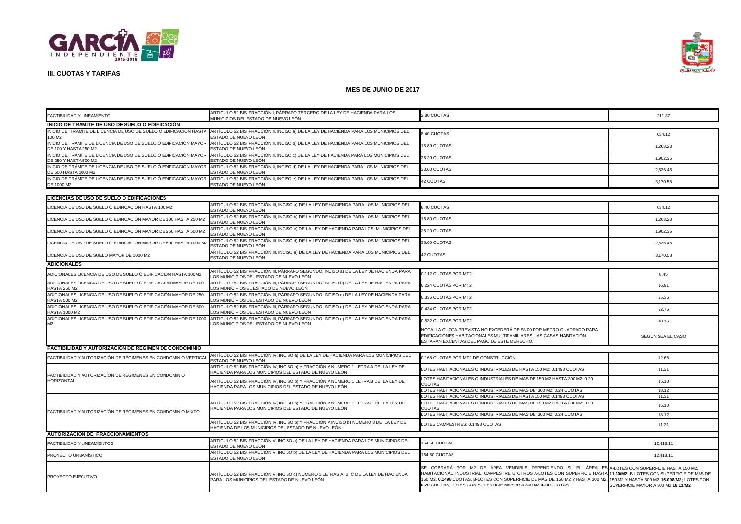## III. CUOTAS Y TARIFAS

## MES DE JUNIO DE 2017

| | | | |
|---|---|---|---|
| FACTIBILIDAD Y LINEAMIENTO | ARTÍCULO 52 BIS, FRACCIÓN I, PÁRRAFO TERCERO DE LA LEY DE HACIENDA PARA LOS MUNICIPIOS DEL ESTADO DE NUEVO LEÓN | 2.80 CUOTAS | 211.37 |
| **INICIO DE TRAMITE DE USO DE SUELO O EDIFICACIÓN** | | | |
| INICIO DE TRAMITE DE LICENCIA DE USO DE SUELO O EDIFICACIÓN HASTA 100 M2 | ARTÍCULO 52 BIS, FRACCIÓN II, INCISO a) DE LA LEY DE HACIENDA PARA LOS MUNICIPIOS DEL ESTADO DE NUEVO LEÓN | 8.40 CUOTAS | 634.12 |
| INICIO DE TRÁMITE DE LICENCIA DE USO DE SUELO Ó EDIFICACIÓN MAYOR DE 100 Y HASTA 250 M2 | ARTÍCULO 52 BIS, FRACCIÓN II, INCISO b) DE LA LEY DE HACIENDA PARA LOS MUNICIPIOS DEL ESTADO DE NUEVO LEÓN | 16.80 CUOTAS | 1,268.23 |
| INICIO DE TRÁMITE DE LICENCIA DE USO DE SUELO Ó EDIFICACIÓN MAYOR DE 250 Y HASTA 500 M2 | ARTÍCULO 52 BIS, FRACCIÓN II, INCISO c) DE LA LEY DE HACIENDA PARA LOS MUNICIPIOS DEL ESTADO DE NUEVO LEÓN | 25.20 CUOTAS | 1,902.35 |
| INICIO DE TRÁMITE DE LICENCIA DE USO DE SUELO Ó EDIFICACIÓN MAYOR DE 500 HASTA 1000 M2 | ARTÍCULO 52 BIS, FRACCIÓN II, INCISO d) DE LA LEY DE HACIENDA PARA LOS MUNICIPIOS DEL ESTADO DE NUEVO LEÓN | 33.60 CUOTAS | 2,536.46 |
| INICIO DE TRÁMITE DE LICENCIA DE USO DE SUELO Ó EDIFICACIÓN MAYOR DE 1000 M2 | ARTÍCULO 52 BIS, FRACCIÓN II, INCISO e) DE LA LEY DE HACIENDA PARA LOS MUNICIPIOS DEL ESTADO DE NUEVO LEÓN | 42 CUOTAS | 3,170.58 |

| | | | |
|---|---|---|---|
| **LICENCIAS DE USO DE SUELO O EDIFICACIONES** | | | |
| LICENCIA DE USO DE SUELO Ó EDIFICACIÓN HASTA 100 M2 | ARTÍCULO 52 BIS, FRACCIÓN III, INCISO a) DE LA LEY DE HACIENDA PARA LOS MUNICIPIOS DEL ESTADO DE NUEVO LEÓN | 8.40 CUOTAS | 634.12 |
| LICENCIA DE USO DE SUELO Ó EDIFICACIÓN MAYOR DE 100 HASTA 250 M2 | ARTÍCULO 52 BIS, FRACCIÓN III, INCISO b) DE LA LEY DE HACIENDA PARA LOS MUNICIPIOS DEL ESTADO DE NUEVO LEÓN | 16.80 CUOTAS | 1,268.23 |
| LICENCIA DE USO DE SUELO Ó EDIFICACIÓN MAYOR DE 250 HASTA 500 M2 | ARTÍCULO 52 BIS, FRACCIÓN III, INCISO c) DE LA LEY DE HACIENDA PARA LOS MUNICIPIOS DEL ESTADO DE NUEVO LEÓN | 25.20 CUOTAS | 1,902.35 |
| LICENCIA DE USO DE SUELO Ó EDIFICACIÓN MAYOR DE 500 HASTA 1000 M2 | ARTÍCULO 52 BIS, FRACCIÓN III, INCISO d) DE LA LEY DE HACIENDA PARA LOS MUNICIPIOS DEL ESTADO DE NUEVO LEÓN | 33.60 CUOTAS | 2,536.46 |
| LICENCIA DE USO DE SUELO MAYOR DE 1000 M2 | ARTÍCULO 52 BIS, FRACCIÓN III, INCISO e) DE LA LEY DE HACIENDA PARA LOS MUNICIPIOS DEL ESTADO DE NUEVO LEÓN | 42 CUOTAS | 3,170.58 |
| **ADICIONALES** | | | |
| ADICIONALES LICENCIA DE USO DE SUELO Ó EDIFICACIÓN HASTA 100M2 | ARTÍCULO 52 BIS, FRACCIÓN III, PÁRRAFO SEGUNDO, INCISO a) DE LA LEY DE HACIENDA PARA LOS MUNICIPIOS DEL ESTADO DE NUEVO LEÓN | 0.112 CUOTAS POR MT2 | 8.45 |
| ADICIONALES LICENCIA DE USO DE SUELO Ó EDIFICACIÓN MAYOR DE 100 HASTA 250 M2 | ARTÍCULO 52 BIS, FRACCIÓN III, PÁRRAFO SEGUNDO, INCISO b) DE LA LEY DE HACIENDA PARA LOS MUNICIPIOS EL ESTADO DE NUEVO LEÓN | 0.224 CUOTAS POR MT2 | 16.91 |
| ADICIONALES LICENCIA DE USO DE SUELO Ó EDIFICACIÓN MAYOR DE 250 HASTA 500 M2 | ARTÍCULO 52 BIS, FRACCIÓN III, PÁRRAFO SEGUNDO, INCISO c) DE LA LEY DE HACIENDA PARA LOS MUNICIPIOS DEL ESTADO DE NUEVO LEÓN | 0.336 CUOTAS POR MT2 | 25.36 |
| ADICIONALES LICENCIA DE USO DE SUELO Ó EDIFICACIÓN MAYOR DE 500 HASTA 1000 M2 | ARTÍCULO 52 BIS, FRACCIÓN III, PÁRRAFO SEGUNDO, INCISO d) DE LA LEY DE HACIENDA PARA LOS MUNICIPIOS DEL ESTADO DE NUEVO LEÓN | 0.434 CUOTAS POR MT2 | 32.76 |
| ADICIONALES LICENCIA DE USO DE SUELO Ó EDIFICACIÓN MAYOR DE 1000 M2 | ARTÍCULO 52 BIS, FRACCIÓN III, PÁRRAFO SEGUNDO, INCISO e) DE LA LEY DE HACIENDA PARA LOS MUNICIPIOS DEL ESTADO DE NUEVO LEÓN | 0.532 CUOTAS POR MT2 | 40.16 |
| | | NOTA: LA CUOTA PREVISTA NO EXCEDERÁ DE $8.00 POR METRO CUADRADO PARA EDIFICACIONES HABITACIONALES MULTIFAMILIARES. LAS CASAS-HABITACIÓN ESTARAN EXCENTAS DEL PAGO DE ESTE DERECHO. | SEGÚN SEA EL CASO |
| **FACTIBILIDAD Y AUTORIZACIÓN DE RÉGIMEN DE CONDOMINIO** | | | |
| FACTIBILIDAD Y AUTORIZACIÓN DE RÉGIMENES EN CONDOMINIO VERTICAL | ARTÍCULO 52 BIS, FRACCIÓN IV, INCISO a) DE LA LEY DE HACIENDA PARA LOS MUNICIPIOS DEL ESTADO DE NUEVO LEÓN | 0.168 CUOTAS POR MT2 DE CONSTRUCCIÓN | 12.68 |
| FACTIBILIDAD Y AUTORIZACIÓN DE RÉGIMENES EN CONDOMINIO HORIZONTAL | ARTÍCULO 52 BIS, FRACCIÓN IV, INCISO b) Y FRACCIÓN V NÚMERO 1 LETRA A DE LA LEY DE HACIENDA PARA LOS MUNICIPIOS DEL ESTADO DE NUEVO LEÓN | LOTES HABITACIONALES O INDUSTRIALES DE HASTA 150 M2: 0.1498 CUOTAS | 11.31 |
| | ARTÍCULO 52 BIS, FRACCIÓN IV, INCISO b) Y FRACCIÓN V NÚMERO 1 LETRA B DE LA LEY DE HACIENDA PARA LOS MUNICIPIOS DEL ESTADO DE NUEVO LEÓN | LOTES HABITACIONALES O INDUSTRIALES DE MAS DE 150 M2 HASTA 300 M2: 0.20 CUOTAS | 15.10 |
| | | LOTES HABITACIONALES O INDUSTRIALES DE MAS DE 300 M2: 0.24 CUOTAS | 18.12 |
| FACTIBILIDAD Y AUTORIZACIÓN DE RÉGIMENES EN CONDOMINIO MIXTO | ARTÍCULO 52 BIS, FRACCIÓN IV, INCISO b) Y FRACCIÓN V NÚMERO 1 LETRA C DE LA LEY DE HACIENDA PARA LOS MUNICIPIOS DEL ESTADO DE NUEVO LEÓN | LOTES HABITACIONALES O INDUSTRIALES DE HASTA 150 M2: 0.1498 CUOTAS | 11.31 |
| | | LOTES HABITACIONALES O INDUSTRIALES DE MAS DE 150 M2 HASTA 300 M2: 0.20 CUOTAS | 15.10 |
| | | LOTES HABITACIONALES O INDUSTRIALES DE MAS DE 300 M2: 0.24 CUOTAS | 18.12 |
| | ARTÍCULO 52 BIS, FRACCIÓN IV, INCISO b) Y FRACCIÓN V INCISO b) NÚMERO 3 DE LA LEY DE HACIENDA DE LOS MUNICIPIOS DEL ESTADO DE NUEVO LEÓN | LOTES CAMPESTRES: 0.1498 CUOTAS | 11.31 |
| **AUTORIZACION DE FRACCIONAMIENTOS** | | | |
| FACTIBILIDAD Y LINEAMIENTOS | ARTÍCULO 52 BIS, FRACCIÓN V, INCISO a) DE LA LEY DE HACIENDA PARA LOS MUNICIPIOS DEL ESTADO DE NUEVO LEÓN | 164.50 CUOTAS | 12,418.11 |
| PROYECTO URBANÍSTICO | ARTÍCULO 52 BIS, FRACCIÓN V, INCISO b) DE LA LEY DE HACIENDA PARA LOS MUNICIPIOS DEL ESTADO DE NUEVO LEÓN | 164.50 CUOTAS | 12,418.11 |
| PROYECTO EJECUTIVO | ARTÍCULO 52 BIS, FRACCIÓN V, INCISO c) NÚMERO 1 LETRAS A, B, C DE LA LEY DE HACIENDA PARA LOS MUNICIPIOS DEL ESTADO DE NUEVO LEÓN | SE COBRARÁ POR M2 DE ÁREA VENDIBLE DEPENDIENDO SI EL ÁREA ES HABITACIONAL, INDUSTRIAL, CAMPESTRE U OTROS A-LOTES CON SUPERFICIE HASTA 150 M2, **0.1498** CUOTAS, B-LOTES CON SUPERFICIE DE MÁS DE 150 M2 Y HASTA 300 M2, **0.20** CUOTAS, LOTES CON SUPERFICIE MAYOR A 300 M2 **0.24** CUOTAS | A-LOTES CON SUPERFICIE HASTA 150 M2, **11.30/M2;** B-LOTES CON SUPERFICIE DE MÁS DE 150 M2 Y HASTA 300 M2, **15.098/M2;** LOTES CON SUPERFICIE MAYOR A 300 M2 **18.11/M2** |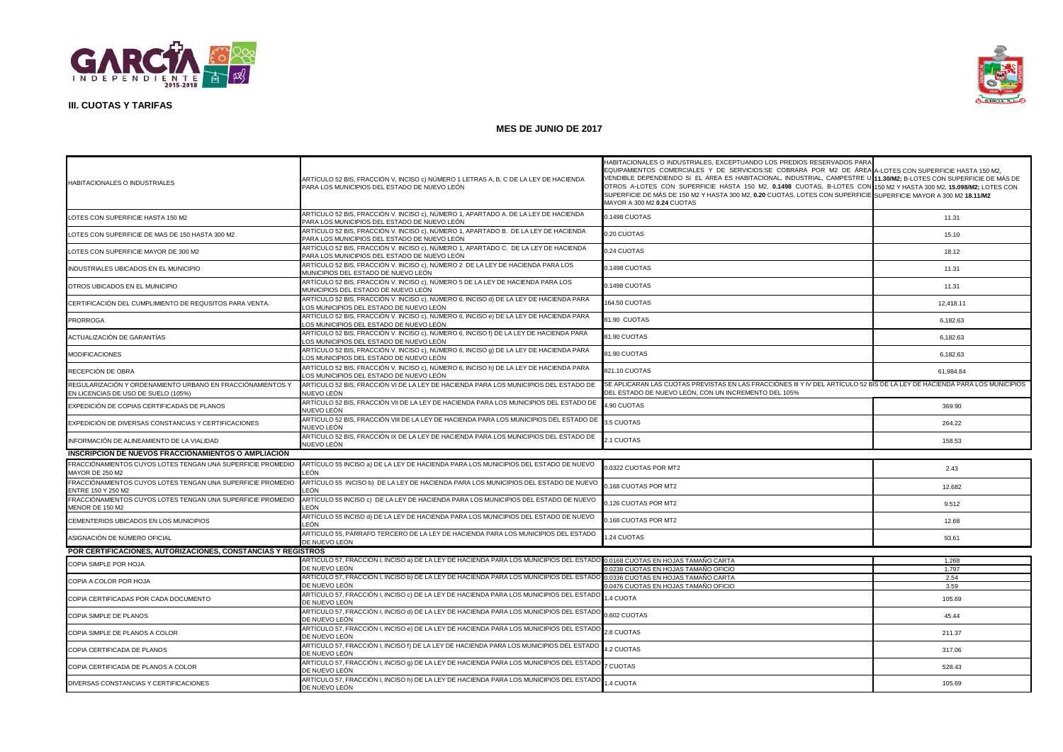### III. CUOTAS Y TARIFAS

## MES DE JUNIO DE 2017

| | | | |
|---|---|---|---|
| HABITACIONALES O INDUSTRIALES | ARTÍCULO 52 BIS, FRACCIÓN V, INCISO c) NÚMERO 1 LETRAS A, B, C DE LA LEY DE HACIENDA PARA LOS MUNICIPIOS DEL ESTADO DE NUEVO LEÓN | HABITACIONALES O INDUSTRIALES, EXCEPTUANDO LOS PREDIOS RESERVADOS PARA EQUIPAMIENTOS COMERCIALES Y DE SERVICIOS:SE COBRARA POR M2 DE ÁREA VENDIBLE DEPENDIENDO SI EL ÁREA ES HABITACIONAL, INDUSTRIAL, CAMPESTRE U OTROS A-LOTES CON SUPERFICIE HASTA 150 M2, **0.1498** CUOTAS, B-LOTES CON SUPERFICIE DE MÁS DE 150 M2 Y HASTA 300 M2, **0.20** CUOTAS, LOTES CON SUPERFICIE MAYOR A 300 M2 **0.24** CUOTAS | A-LOTES CON SUPERFICIE HASTA 150 M2, **11.30/M2**; B-LOTES CON SUPERFICIE DE MÁS DE 150 M2 Y HASTA 300 M2, **15.098/M2**; LOTES CON SUPERFICIE MAYOR A 300 M2 **18.11/M2** |
| LOTES CON SUPERFICIE HASTA 150 M2 | ARTÍCULO 52 BIS, FRACCIÓN V. INCISO c), NÚMERO 1, APARTADO A. DE LA LEY DE HACIENDA PARA LOS MUNICIPIOS DEL ESTADO DE NUEVO LEÓN | 0.1498 CUOTAS | 11.31 |
| LOTES CON SUPERFICIE DE MAS DE 150 HASTA 300 M2 | ARTÍCULO 52 BIS, FRACCIÓN V. INCISO c), NÚMERO 1, APARTADO B. DE LA LEY DE HACIENDA PARA LOS MUNICIPIOS DEL ESTADO DE NUEVO LEÓN | 0.20 CUOTAS | 15.10 |
| LOTES CON SUPERFICIE MAYOR DE 300 M2 | ARTÍCULO 52 BIS, FRACCIÓN V. INCISO c), NÚMERO 1, APARTADO C. DE LA LEY DE HACIENDA PARA LOS MUNICIPIOS DEL ESTADO DE NUEVO LEÓN | 0.24 CUOTAS | 18.12 |
| INDUSTRIALES UBICADOS EN EL MUNICIPIO | ARTÍCULO 52 BIS, FRACCIÓN V. INCISO c), NÚMERO 2 DE LA LEY DE HACIENDA PARA LOS MUNICIPIOS DEL ESTADO DE NUEVO LEÓN | 0.1498 CUOTAS | 11.31 |
| OTROS UBICADOS EN EL MUNICIPIO | ARTÍCULO 52 BIS, FRACCIÓN V. INCISO c), NÚMERO 5 DE LA LEY DE HACIENDA PARA LOS MUNICIPIOS DEL ESTADO DE NUEVO LEÓN | 0.1498 CUOTAS | 11.31 |
| CERTIFICACIÓN DEL CUMPLIMIENTO DE REQUSITOS PARA VENTA. | ARTÍCULO 52 BIS, FRACCIÓN V. INCISO c), NÚMERO 6, INCISO d) DE LA LEY DE HACIENDA PARA LOS MUNICIPIOS DEL ESTADO DE NUEVO LEÓN | 164.50 CUOTAS | 12,418.11 |
| PRORROGA | ARTÍCULO 52 BIS, FRACCIÓN V. INCISO c), NÚMERO 6, INCISO e) DE LA LEY DE HACIENDA PARA LOS MUNICIPIOS DEL ESTADO DE NUEVO LEÓN | 81.90 CUOTAS | 6,182.63 |
| ACTUALIZACIÓN DE GARANTÍAS | ARTÍCULO 52 BIS, FRACCIÓN V. INCISO c), NÚMERO 6, INCISO f) DE LA LEY DE HACIENDA PARA LOS MUNICIPIOS DEL ESTADO DE NUEVO LEÓN | 81.90 CUOTAS | 6,182.63 |
| MODIFICACIONES | ARTÍCULO 52 BIS, FRACCIÓN V. INCISO c), NÚMERO 6, INCISO g) DE LA LEY DE HACIENDA PARA LOS MUNICIPIOS DEL ESTADO DE NUEVO LEÓN | 81.90 CUOTAS | 6,182.63 |
| RECEPCIÓN DE OBRA | ARTÍCULO 52 BIS, FRACCIÓN V. INCISO c), NÚMERO 6, INCISO h) DE LA LEY DE HACIENDA PARA LOS MUNICIPIOS DEL ESTADO DE NUEVO LEÓN | 821.10 CUOTAS | 61,984.84 |
| REGULARIZACIÓN Y ORDENAMIENTO URBANO EN FRACCIONAMIENTOS Y EN LICENCIAS DE USO DE SUELO (105%) | ARTÍCULO 52 BIS, FRACCIÓN VI DE LA LEY DE HACIENDA PARA LOS MUNICIPIOS DEL ESTADO DE NUEVO LEÓN | SE APLICARAN LAS CUOTAS PREVISTAS EN LAS FRACCIONES III Y IV DEL ARTÍCULO 52 BIS DE LA LEY DE HACIENDA PARA LOS MUNICIPIOS DEL ESTADO DE NUEVO LEÓN, CON UN INCREMENTO DEL 105% | |
| EXPEDICIÓN DE COPIAS CERTIFICADAS DE PLANOS | ARTÍCULO 52 BIS, FRACCIÓN VII DE LA LEY DE HACIENDA PARA LOS MUNICIPIOS DEL ESTADO DE NUEVO LEÓN | 4.90 CUOTAS | 369.90 |
| EXPEDICIÓN DE DIVERSAS CONSTANCIAS Y CERTIFICACIONES | ARTÍCULO 52 BIS, FRACCIÓN VIII DE LA LEY DE HACIENDA PARA LOS MUNICIPIOS DEL ESTADO DE NUEVO LEÓN | 3.5 CUOTAS | 264.22 |
| INFORMACIÓN DE ALINEAMIENTO DE LA VIALIDAD | ARTÍCULO 52 BIS, FRACCIÓN IX DE LA LEY DE HACIENDA PARA LOS MUNICIPIOS DEL ESTADO DE NUEVO LEÓN | 2.1 CUOTAS | 158.53 |
| **INSCRIPCIÓN DE NUEVOS FRACCIONAMIENTOS O AMPLIACIÓN** | | | |
| FRACCIONAMIENTOS CUYOS LOTES TENGAN UNA SUPERFICIE PROMEDIO MAYOR DE 250 M2 | ARTÍCULO 55 INCISO a) DE LA LEY DE HACIENDA PARA LOS MUNICIPIOS DEL ESTADO DE NUEVO LEÓN | 0.0322 CUOTAS POR MT2 | 2.43 |
| FRACCIONAMIENTOS CUYOS LOTES TENGAN UNA SUPERFICIE PROMEDIO ENTRE 150 Y 250 M2 | ARTÍCULO 55 INCISO b) DE LA LEY DE HACIENDA PARA LOS MUNICIPIOS DEL ESTADO DE NUEVO LEÓN | 0.168 CUOTAS POR MT2 | 12.682 |
| FRACCIONAMIENTOS CUYOS LOTES TENGAN UNA SUPERFICIE PROMEDIO MENOR DE 150 M2 | ARTÍCULO 55 INCISO c) DE LA LEY DE HACIENDA PARA LOS MUNICIPIOS DEL ESTADO DE NUEVO LEÓN | 0.126 CUOTAS POR MT2 | 9.512 |
| CEMENTERIOS UBICADOS EN LOS MUNICIPIOS | ARTÍCULO 55 INCISO d) DE LA LEY DE HACIENDA PARA LOS MUNICIPIOS DEL ESTADO DE NUEVO LEÓN | 0.168 CUOTAS POR MT2 | 12.68 |
| ASIGNACIÓN DE NÚMERO OFICIAL | ARTÍCULO 55, PÁRRAFO TERCERO DE LA LEY DE HACIENDA PARA LOS MUNICIPIOS DEL ESTADO DE NUEVO LEÓN | 1.24 CUOTAS | 93.61 |
| **POR CERTIFICACIONES, AUTORIZACIONES, CONSTANCIAS Y REGISTROS** | | | |
| COPIA SIMPLE POR HOJA | ARTÍCULO 57, FRACCIÓN I, INCISO a) DE LA LEY DE HACIENDA PARA LOS MUNICIPIOS DEL ESTADO DE NUEVO LEÓN | 0.0168 CUOTAS EN HOJAS TAMAÑO CARTA | 1.268 |
| | | 0.0238 CUOTAS EN HOJAS TAMAÑO OFICIO | 1.797 |
| COPIA A COLOR POR HOJA | ARTÍCULO 57, FRACCIÓN I, INCISO b) DE LA LEY DE HACIENDA PARA LOS MUNICIPIOS DEL ESTADO DE NUEVO LEÓN | 0.0336 CUOTAS EN HOJAS TAMAÑO CARTA | 2.54 |
| | | 0.0476 CUOTAS EN HOJAS TAMAÑO OFICIO | 3.59 |
| COPIA CERTIFICADAS POR CADA DOCUMENTO | ARTÍCULO 57, FRACCIÓN I, INCISO c) DE LA LEY DE HACIENDA PARA LOS MUNICIPIOS DEL ESTADO DE NUEVO LEÓN | 1.4 CUOTA | 105.69 |
| COPIA SIMPLE DE PLANOS | ARTÍCULO 57, FRACCIÓN I, INCISO d) DE LA LEY DE HACIENDA PARA LOS MUNICIPIOS DEL ESTADO DE NUEVO LEÓN | 0.602 CUOTAS | 45.44 |
| COPIA SIMPLE DE PLANOS A COLOR | ARTÍCULO 57, FRACCIÓN I, INCISO e) DE LA LEY DE HACIENDA PARA LOS MUNICIPIOS DEL ESTADO DE NUEVO LEÓN | 2.8 CUOTAS | 211.37 |
| COPIA CERTIFICADA DE PLANOS | ARTÍCULO 57, FRACCIÓN I, INCISO f) DE LA LEY DE HACIENDA PARA LOS MUNICIPIOS DEL ESTADO DE NUEVO LEÓN | 4.2 CUOTAS | 317.06 |
| COPIA CERTIFICADA DE PLANOS A COLOR | ARTÍCULO 57, FRACCIÓN I, INCISO g) DE LA LEY DE HACIENDA PARA LOS MUNICIPIOS DEL ESTADO DE NUEVO LEÓN | 7 CUOTAS | 528.43 |
| DIVERSAS CONSTANCIAS Y CERTIFICACIONES | ARTÍCULO 57, FRACCIÓN I, INCISO h) DE LA LEY DE HACIENDA PARA LOS MUNICIPIOS DEL ESTADO DE NUEVO LEÓN | 1.4 CUOTA | 105.69 |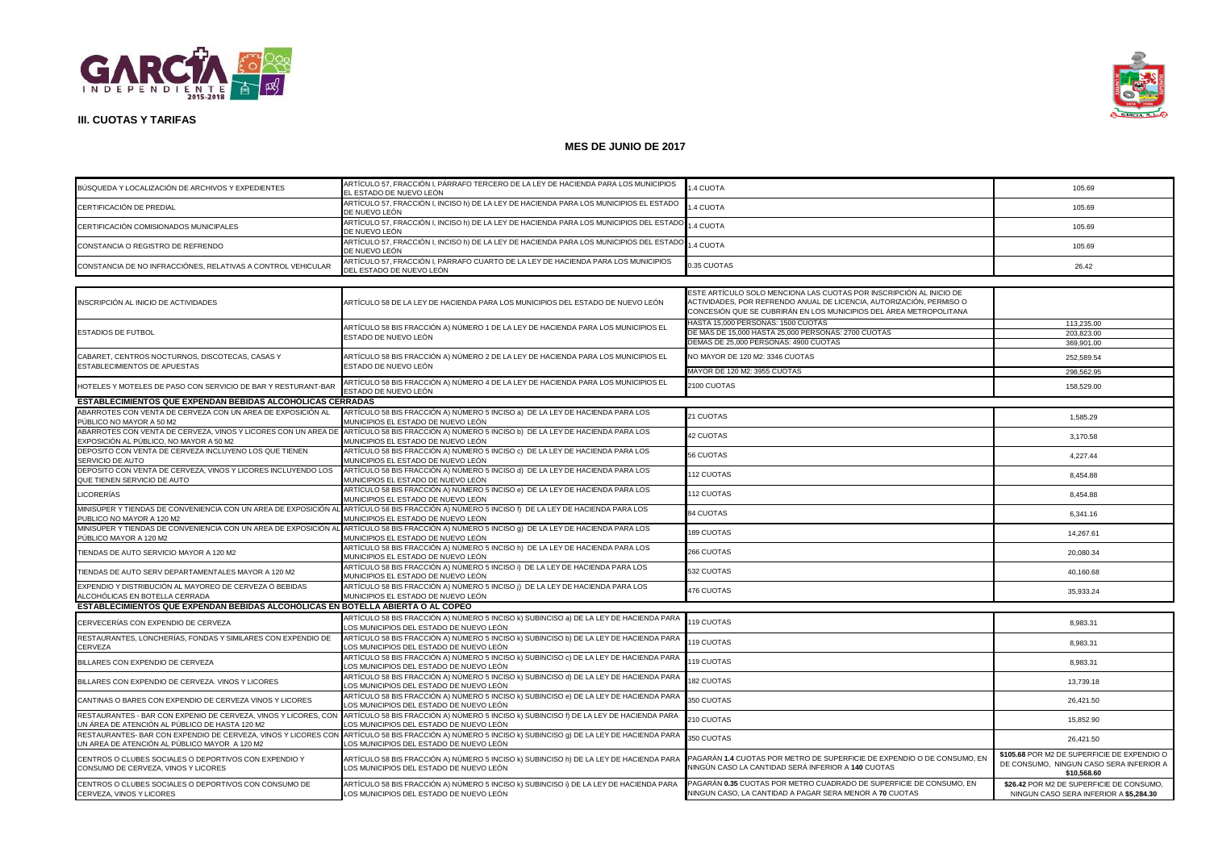## III. CUOTAS Y TARIFAS

### MES DE JUNIO DE 2017

| | | | |
|---|---|---|---|
| BÚSQUEDA Y LOCALIZACIÓN DE ARCHIVOS Y EXPEDIENTES | ARTÍCULO 57, FRACCIÓN I, PÁRRAFO TERCERO DE LA LEY DE HACIENDA PARA LOS MUNICIPIOS EL ESTADO DE NUEVO LEÓN | 1.4 CUOTA | 105.69 |
| CERTIFICACIÓN DE PREDIAL | ARTÍCULO 57, FRACCIÓN I, INCISO h) DE LA LEY DE HACIENDA PARA LOS MUNICIPIOS EL ESTADO DE NUEVO LEÓN | 1.4 CUOTA | 105.69 |
| CERTIFICACIÓN COMISIONADOS MUNICIPALES | ARTÍCULO 57, FRACCIÓN I, INCISO h) DE LA LEY DE HACIENDA PARA LOS MUNICIPIOS DEL ESTADO DE NUEVO LEÓN | 1.4 CUOTA | 105.69 |
| CONSTANCIA O REGISTRO DE REFRENDO | ARTÍCULO 57, FRACCIÓN I, INCISO h) DE LA LEY DE HACIENDA PARA LOS MUNICIPIOS DEL ESTADO DE NUEVO LEÓN | 1.4 CUOTA | 105.69 |
| CONSTANCIA DE NO INFRACCIÓNES, RELATIVAS A CONTROL VEHICULAR | ARTÍCULO 57, FRACCIÓN I, PÁRRAFO CUARTO DE LA LEY DE HACIENDA PARA LOS MUNICIPIOS DEL ESTADO DE NUEVO LEÓN | 0.35 CUOTAS | 26.42 |

| | | | |
|---|---|---|---|
| INSCRIPCIÓN AL INICIO DE ACTIVIDADES | ARTÍCULO 58 DE LA LEY DE HACIENDA PARA LOS MUNICIPIOS DEL ESTADO DE NUEVO LEÓN | ESTE ARTÍCULO SOLO MENCIONA LAS CUOTAS POR INSCRIPCIÓN AL INICIO DE ACTIVIDADES, POR REFRENDO ANUAL DE LICENCIA, AUTORIZACIÓN, PERMISO O CONCESIÓN QUE SE CUBRIRÁN EN LOS MUNICIPIOS DEL ÁREA METROPOLITANA | |
| ESTADIOS DE FUTBOL | ARTÍCULO 58 BIS FRACCIÓN A) NÚMERO 1 DE LA LEY DE HACIENDA PARA LOS MUNICIPIOS EL ESTADO DE NUEVO LEÓN | HASTA 15,000 PERSONAS: 1500 CUOTAS | 113,235.00 |
| | | DE MAS DE 15,000 HASTA 25,000 PERSONAS: 2700 CUOTAS | 203,823.00 |
| | | DEMAS DE 25,000 PERSONAS: 4900 CUOTAS | 369,901.00 |
| CABARET, CENTROS NOCTURNOS, DISCOTECAS, CASAS Y ESTABLECIMIENTOS DE APUESTAS | ARTÍCULO 58 BIS FRACCIÓN A) NÚMERO 2 DE LA LEY DE HACIENDA PARA LOS MUNICIPIOS EL ESTADO DE NUEVO LEÓN | NO MAYOR DE 120 M2: 3346 CUOTAS | 252,589.54 |
| | | MAYOR DE 120 M2: 3955 CUOTAS | 298,562.95 |
| HOTELES Y MOTELES DE PASO CON SERVICIO DE BAR Y RESTURANT-BAR | ARTÍCULO 58 BIS FRACCIÓN A) NÚMERO 4 DE LA LEY DE HACIENDA PARA LOS MUNICIPIOS EL ESTADO DE NUEVO LEÓN | 2100 CUOTAS | 158,529.00 |
| **ESTABLECIMIENTOS QUE EXPENDAN BEBIDAS ALCOHÓLICAS CERRADAS** | | | |
| ABARROTES CON VENTA DE CERVEZA CON UN AREA DE EXPOSICIÓN AL PÚBLICO NO MAYOR A 50 M2 | ARTÍCULO 58 BIS FRACCIÓN A) NÚMERO 5 INCISO a) DE LA LEY DE HACIENDA PARA LOS MUNICIPIOS EL ESTADO DE NUEVO LEÓN | 21 CUOTAS | 1,585.29 |
| ABARROTES CON VENTA DE CERVEZA, VINOS Y LICORES CON UN AREA DE EXPOSICIÓN AL PÚBLICO, NO MAYOR A 50 M2 | ARTÍCULO 58 BIS FRACCIÓN A) NÚMERO 5 INCISO b) DE LA LEY DE HACIENDA PARA LOS MUNICIPIOS EL ESTADO DE NUEVO LEÓN | 42 CUOTAS | 3,170.58 |
| DEPOSITO CON VENTA DE CERVEZA INCLUYENO LOS QUE TIENEN SERVICIO DE AUTO | ARTÍCULO 58 BIS FRACCIÓN A) NÚMERO 5 INCISO c) DE LA LEY DE HACIENDA PARA LOS MUNICIPIOS EL ESTADO DE NUEVO LEÓN | 56 CUOTAS | 4,227.44 |
| DEPOSITO CON VENTA DE CERVEZA, VINOS Y LICORES INCLUYENDO LOS QUE TIENEN SERVICIO DE AUTO | ARTÍCULO 58 BIS FRACCIÓN A) NÚMERO 5 INCISO d) DE LA LEY DE HACIENDA PARA LOS MUNICIPIOS EL ESTADO DE NUEVO LEÓN | 112 CUOTAS | 8,454.88 |
| LICORERÍAS | ARTÍCULO 58 BIS FRACCIÓN A) NÚMERO 5 INCISO e) DE LA LEY DE HACIENDA PARA LOS MUNICIPIOS EL ESTADO DE NUEVO LEÓN | 112 CUOTAS | 8,454.88 |
| MINISÚPER Y TIENDAS DE CONVENIENCIA CON UN AREA DE EXPOSICIÓN AL PUBLICO NO MAYOR A 120 M2 | ARTÍCULO 58 BIS FRACCIÓN A) NÚMERO 5 INCISO f) DE LA LEY DE HACIENDA PARA LOS MUNICIPIOS EL ESTADO DE NUEVO LEÓN | 84 CUOTAS | 6,341.16 |
| MINISÚPER Y TIENDAS DE CONVENIENCIA CON UN AREA DE EXPOSICIÓN AL PÚBLICO MAYOR A 120 M2 | ARTÍCULO 58 BIS FRACCIÓN A) NÚMERO 5 INCISO g) DE LA LEY DE HACIENDA PARA LOS MUNICIPIOS EL ESTADO DE NUEVO LEÓN | 189 CUOTAS | 14,267.61 |
| TIENDAS DE AUTO SERVICIO MAYOR A 120 M2 | ARTÍCULO 58 BIS FRACCIÓN A) NÚMERO 5 INCISO h) DE LA LEY DE HACIENDA PARA LOS MUNICIPIOS EL ESTADO DE NUEVO LEÓN | 266 CUOTAS | 20,080.34 |
| TIENDAS DE AUTO SERV DEPARTAMENTALES MAYOR A 120 M2 | ARTÍCULO 58 BIS FRACCIÓN A) NÚMERO 5 INCISO i) DE LA LEY DE HACIENDA PARA LOS MUNICIPIOS EL ESTADO DE NUEVO LEÓN | 532 CUOTAS | 40,160.68 |
| EXPENDIO Y DISTRIBUCIÓN AL MAYOREO DE CERVEZA Ó BEBIDAS ALCOHÓLICAS EN BOTELLA CERRADA | ARTÍCULO 58 BIS FRACCIÓN A) NÚMERO 5 INCISO j) DE LA LEY DE HACIENDA PARA LOS MUNICIPIOS EL ESTADO DE NUEVO LEÓN | 476 CUOTAS | 35,933.24 |
| **ESTABLECIMIENTOS QUE EXPENDAN BEBIDAS ALCOHÓLICAS EN BOTELLA ABIERTA O AL COPEO** | | | |
| CERVECERÍAS CON EXPENDIO DE CERVEZA | ARTÍCULO 58 BIS FRACCIÓN A) NÚMERO 5 INCISO k) SUBINCISO a) DE LA LEY DE HACIENDA PARA LOS MUNICIPIOS DEL ESTADO DE NUEVO LEÓN | 119 CUOTAS | 8,983.31 |
| RESTAURANTES, LONCHERÍAS, FONDAS Y SIMILARES CON EXPENDIO DE CERVEZA | ARTÍCULO 58 BIS FRACCIÓN A) NÚMERO 5 INCISO k) SUBINCISO b) DE LA LEY DE HACIENDA PARA LOS MUNICIPIOS DEL ESTADO DE NUEVO LEÓN | 119 CUOTAS | 8,983.31 |
| BILLARES CON EXPENDIO DE CERVEZA | ARTÍCULO 58 BIS FRACCIÓN A) NÚMERO 5 INCISO k) SUBINCISO c) DE LA LEY DE HACIENDA PARA LOS MUNICIPIOS DEL ESTADO DE NUEVO LEÓN | 119 CUOTAS | 8,983.31 |
| BILLARES CON EXPENDIO DE CERVEZA. VINOS Y LICORES | ARTÍCULO 58 BIS FRACCIÓN A) NÚMERO 5 INCISO k) SUBINCISO d) DE LA LEY DE HACIENDA PARA LOS MUNICIPIOS DEL ESTADO DE NUEVO LEÓN | 182 CUOTAS | 13,739.18 |
| CANTINAS O BARES CON EXPENDIO DE CERVEZA VINOS Y LICORES | ARTÍCULO 58 BIS FRACCIÓN A) NÚMERO 5 INCISO k) SUBINCISO e) DE LA LEY DE HACIENDA PARA LOS MUNICIPIOS DEL ESTADO DE NUEVO LEÓN | 350 CUOTAS | 26,421.50 |
| RESTAURANTES - BAR CON EXPENIO DE CERVEZA, VINOS Y LICORES, CON UN ÁREA DE ATENCIÓN AL PÚBLICO DE HASTA 120 M2 | ARTÍCULO 58 BIS FRACCIÓN A) NÚMERO 5 INCISO k) SUBINCISO f) DE LA LEY DE HACIENDA PARA LOS MUNICIPIOS DEL ESTADO DE NUEVO LEÓN | 210 CUOTAS | 15,852.90 |
| RESTAURANTES- BAR CON EXPENDIO DE CERVEZA, VINOS Y LICORES CON UN AREA DE ATENCIÓN AL PÚBLICO MAYOR A 120 M2 | ARTÍCULO 58 BIS FRACCIÓN A) NÚMERO 5 INCISO k) SUBINCISO g) DE LA LEY DE HACIENDA PARA LOS MUNICIPIOS DEL ESTADO DE NUEVO LEÓN | 350 CUOTAS | 26,421.50 |
| CENTROS O CLUBES SOCIALES O DEPORTIVOS CON EXPENDIO Y CONSUMO DE CERVEZA, VINOS Y LICORES | ARTÍCULO 58 BIS FRACCIÓN A) NÚMERO 5 INCISO k) SUBINCISO h) DE LA LEY DE HACIENDA PARA LOS MUNICIPIOS DEL ESTADO DE NUEVO LEÓN | PAGARÁN **1.4** CUOTAS POR METRO DE SUPERFICIE DE EXPENDIO O DE CONSUMO, EN NINGÚN CASO LA CANTIDAD SERÁ INFERIOR A **140** CUOTAS | **$105.68** POR M2 DE SUPERFICIE DE EXPENDIO O DE CONSUMO, NINGUN CASO SERA INFERIOR A **$10,568.60** |
| CENTROS O CLUBES SOCIALES O DEPORTIVOS CON CONSUMO DE CERVEZA, VINOS Y LICORES | ARTÍCULO 58 BIS FRACCIÓN A) NÚMERO 5 INCISO k) SUBINCISO i) DE LA LEY DE HACIENDA PARA LOS MUNICIPIOS DEL ESTADO DE NUEVO LEÓN | PAGARÁN **0.35** CUOTAS POR METRO CUADRADO DE SUPERFICIE DE CONSUMO, EN NINGUN CASO, LA CANTIDAD A PAGAR SERA MENOR A **70** CUOTAS | **$26.42** POR M2 DE SUPERFICIE DE CONSUMO, NINGUN CASO SERA INFERIOR A **$5,284.30** |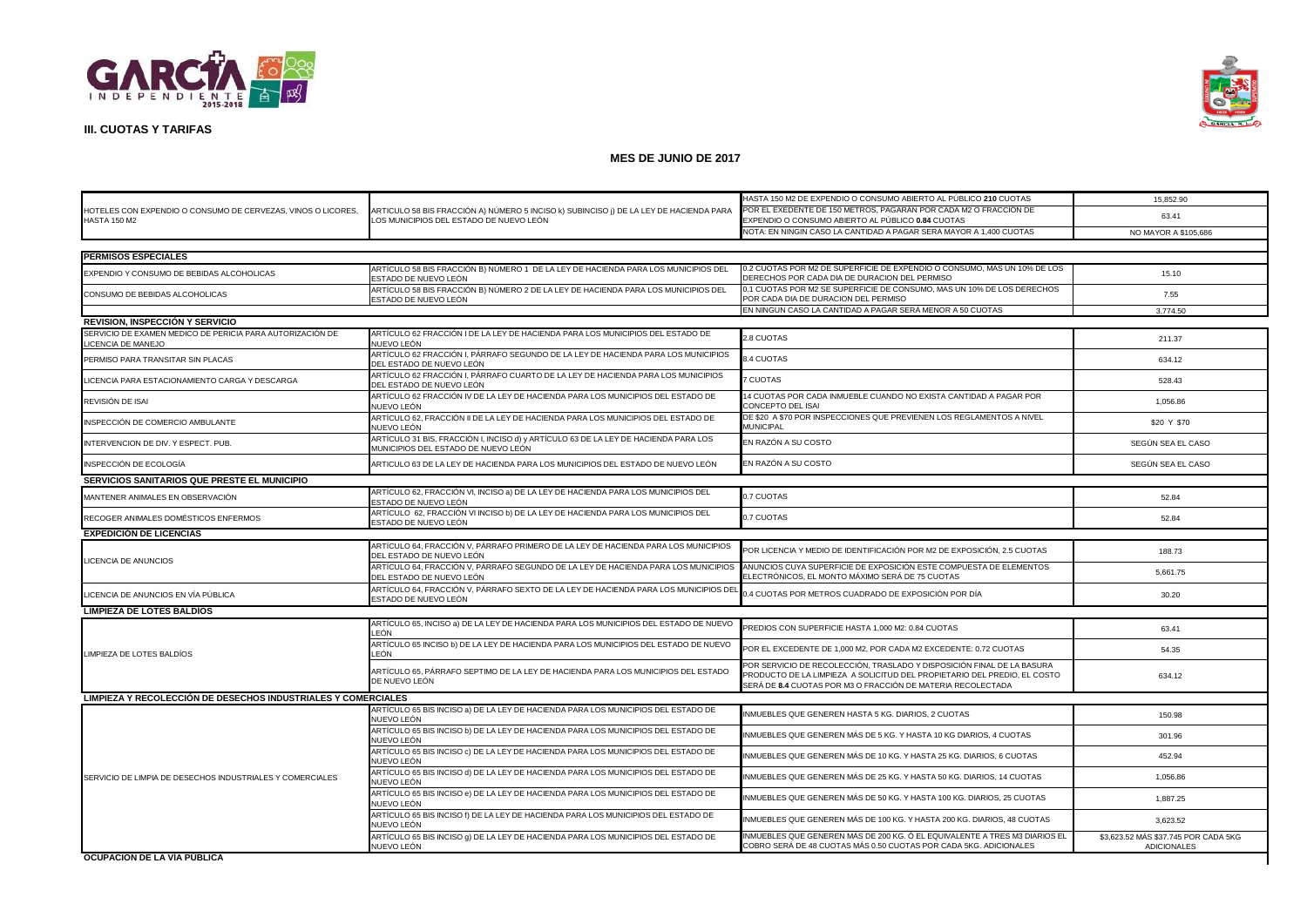## III. CUOTAS Y TARIFAS

### MES DE JUNIO DE 2017

| | | | |
|---|---|---|---|
| HOTELES CON EXPENDIO O CONSUMO DE CERVEZAS, VINOS O LICORES, HASTA 150 M2 | ARTICULO 58 BIS FRACCIÓN A) NÚMERO 5 INCISO k) SUBINCISO j) DE LA LEY DE HACIENDA PARA LOS MUNICIPIOS DEL ESTADO DE NUEVO LEÓN | HASTA 150 M2 DE EXPENDIO O CONSUMO ABIERTO AL PÚBLICO **210** CUOTAS | 15,852.90 |
| | | POR EL EXEDENTE DE 150 METROS, PAGARAN POR CADA M2 O FRACCIÓN DE EXPENDIO O CONSUMO ABIERTO AL PÚBLICO **0.84** CUOTAS | 63.41 |
| | | NOTA: EN NINGIN CASO LA CANTIDAD A PAGAR SERA MAYOR A 1,400 CUOTAS | NO MAYOR A $105,686 |
| **PERMISOS ESPECIALES** | | | |
| EXPENDIO Y CONSUMO DE BEBIDAS ALCOHOLICAS | ARTÍCULO 58 BIS FRACCIÓN B) NÚMERO 1 DE LA LEY DE HACIENDA PARA LOS MUNICIPIOS DEL ESTADO DE NUEVO LEÓN | 0.2 CUOTAS POR M2 DE SUPERFICIE DE EXPENDIO O CONSUMO, MAS UN 10% DE LOS DERECHOS POR CADA DIA DE DURACION DEL PERMISO | 15.10 |
| CONSUMO DE BEBIDAS ALCOHOLICAS | ARTÍCULO 58 BIS FRACCIÓN B) NÚMERO 2 DE LA LEY DE HACIENDA PARA LOS MUNICIPIOS DEL ESTADO DE NUEVO LEÓN | 0.1 CUOTAS POR M2 SE SUPERFICIE DE CONSUMO, MAS UN 10% DE LOS DERECHOS POR CADA DIA DE DURACION DEL PERMISO | 7.55 |
| | | EN NINGUN CASO LA CANTIDAD A PAGAR SERÁ MENOR A 50 CUOTAS | 3,774.50 |
| **REVISION, INSPECCIÓN Y SERVICIO** | | | |
| SERVICIO DE EXAMEN MEDICO DE PERICIA PARA AUTORIZACIÓN DE LICENCIA DE MANEJO | ARTÍCULO 62 FRACCIÓN I DE LA LEY DE HACIENDA PARA LOS MUNICIPIOS DEL ESTADO DE NUEVO LEÓN | 2.8 CUOTAS | 211.37 |
| PERMISO PARA TRANSITAR SIN PLACAS | ARTÍCULO 62 FRACCIÓN I, PÁRRAFO SEGUNDO DE LA LEY DE HACIENDA PARA LOS MUNICIPIOS DEL ESTADO DE NUEVO LEÓN | 8.4 CUOTAS | 634.12 |
| LICENCIA PARA ESTACIONAMIENTO CARGA Y DESCARGA | ARTÍCULO 62 FRACCIÓN I, PÁRRAFO CUARTO DE LA LEY DE HACIENDA PARA LOS MUNICIPIOS DEL ESTADO DE NUEVO LEÓN | 7 CUOTAS | 528.43 |
| REVISIÓN DE ISAI | ARTÍCULO 62 FRACCIÓN IV DE LA LEY DE HACIENDA PARA LOS MUNICIPIOS DEL ESTADO DE NUEVO LEÓN | 14 CUOTAS POR CADA INMUEBLE CUANDO NO EXISTA CANTIDAD A PAGAR POR CONCEPTO DEL ISAI | 1,056.86 |
| INSPECCIÓN DE COMERCIO AMBULANTE | ARTÍCULO 62, FRACCIÓN II DE LA LEY DE HACIENDA PARA LOS MUNICIPIOS DEL ESTADO DE NUEVO LEÓN | DE $20 A $70 POR INSPECCIONES QUE PREVIENEN LOS REGLAMENTOS A NIVEL MUNICIPAL | $20 Y $70 |
| INTERVENCION DE DIV. Y ESPECT. PUB. | ARTÍCULO 31 BIS, FRACCIÓN I, INCISO d) y ARTÍCULO 63 DE LA LEY DE HACIENDA PARA LOS MUNICIPIOS DEL ESTADO DE NUEVO LEÓN | EN RAZÓN A SU COSTO | SEGÚN SEA EL CASO |
| INSPECCIÓN DE ECOLOGÍA | ARTICULO 63 DE LA LEY DE HACIENDA PARA LOS MUNICIPIOS DEL ESTADO DE NUEVO LEÓN | EN RAZÓN A SU COSTO | SEGÚN SEA EL CASO |
| **SERVICIOS SANITARIOS QUE PRESTE EL MUNICIPIO** | | | |
| MANTENER ANIMALES EN OBSERVACIÓN | ARTÍCULO 62, FRACCIÓN VI, INCISO a) DE LA LEY DE HACIENDA PARA LOS MUNICIPIOS DEL ESTADO DE NUEVO LEÓN | 0.7 CUOTAS | 52.84 |
| RECOGER ANIMALES DOMÉSTICOS ENFERMOS | ARTÍCULO 62, FRACCIÓN VI INCISO b) DE LA LEY DE HACIENDA PARA LOS MUNICIPIOS DEL ESTADO DE NUEVO LEÓN | 0.7 CUOTAS | 52.84 |
| **EXPEDICIÓN DE LICENCIAS** | | | |
| LICENCIA DE ANUNCIOS | ARTÍCULO 64, FRACCIÓN V, PÁRRAFO PRIMERO DE LA LEY DE HACIENDA PARA LOS MUNICIPIOS DEL ESTADO DE NUEVO LEÓN | POR LICENCIA Y MEDIO DE IDENTIFICACIÓN POR M2 DE EXPOSICIÓN, 2.5 CUOTAS | 188.73 |
| | ARTÍCULO 64, FRACCIÓN V, PÁRRAFO SEGUNDO DE LA LEY DE HACIENDA PARA LOS MUNICIPIOS DEL ESTADO DE NUEVO LEÓN | ANUNCIOS CUYA SUPERFICIE DE EXPOSICIÓN ESTE COMPUESTA DE ELEMENTOS ELECTRÓNICOS, EL MONTO MÁXIMO SERÁ DE 75 CUOTAS | 5,661.75 |
| LICENCIA DE ANUNCIOS EN VÍA PÚBLICA | ARTÍCULO 64, FRACCIÓN V, PÁRRAFO SEXTO DE LA LEY DE HACIENDA PARA LOS MUNICIPIOS DEL ESTADO DE NUEVO LEÓN | 0.4 CUOTAS POR METROS CUADRADO DE EXPOSICIÓN POR DÍA | 30.20 |
| **LIMPIEZA DE LOTES BALDÍOS** | | | |
| LIMPIEZA DE LOTES BALDÍOS | ARTÍCULO 65, INCISO a) DE LA LEY DE HACIENDA PARA LOS MUNICIPIOS DEL ESTADO DE NUEVO LEÓN | PREDIOS CON SUPERFICIE HASTA 1,000 M2: 0.84 CUOTAS | 63.41 |
| | ARTÍCULO 65 INCISO b) DE LA LEY DE HACIENDA PARA LOS MUNICIPIOS DEL ESTADO DE NUEVO LEÓN | POR EL EXCEDENTE DE 1,000 M2, POR CADA M2 EXCEDENTE: 0.72 CUOTAS | 54.35 |
| | ARTÍCULO 65, PÁRRAFO SEPTIMO DE LA LEY DE HACIENDA PARA LOS MUNICIPIOS DEL ESTADO DE NUEVO LEÓN | POR SERVICIO DE RECOLECCIÓN, TRASLADO Y DISPOSICIÓN FINAL DE LA BASURA PRODUCTO DE LA LIMPIEZA A SOLICITUD DEL PROPIETARIO DEL PREDIO, EL COSTO SERÁ DE **8.4** CUOTAS POR M3 O FRACCIÓN DE MATERIA RECOLECTADA | 634.12 |
| **LIMPIEZA Y RECOLECCIÓN DE DESECHOS INDUSTRIALES Y COMERCIALES** | | | |
| SERVICIO DE LIMPIA DE DESECHOS INDUSTRIALES Y COMERCIALES | ARTÍCULO 65 BIS INCISO a) DE LA LEY DE HACIENDA PARA LOS MUNICIPIOS DEL ESTADO DE NUEVO LEÓN | INMUEBLES QUE GENEREN HASTA 5 KG. DIARIOS, 2 CUOTAS | 150.98 |
| | ARTÍCULO 65 BIS INCISO b) DE LA LEY DE HACIENDA PARA LOS MUNICIPIOS DEL ESTADO DE NUEVO LEÓN | INMUEBLES QUE GENEREN MÁS DE 5 KG. Y HASTA 10 KG DIARIOS, 4 CUOTAS | 301.96 |
| | ARTÍCULO 65 BIS INCISO c) DE LA LEY DE HACIENDA PARA LOS MUNICIPIOS DEL ESTADO DE NUEVO LEÓN | INMUEBLES QUE GENEREN MÁS DE 10 KG. Y HASTA 25 KG. DIARIOS, 6 CUOTAS | 452.94 |
| | ARTÍCULO 65 BIS INCISO d) DE LA LEY DE HACIENDA PARA LOS MUNICIPIOS DEL ESTADO DE NUEVO LEÓN | INMUEBLES QUE GENEREN MÁS DE 25 KG. Y HASTA 50 KG. DIARIOS, 14 CUOTAS | 1,056.86 |
| | ARTÍCULO 65 BIS INCISO e) DE LA LEY DE HACIENDA PARA LOS MUNICIPIOS DEL ESTADO DE NUEVO LEÓN | INMUEBLES QUE GENEREN MÁS DE 50 KG. Y HASTA 100 KG. DIARIOS, 25 CUOTAS | 1,887.25 |
| | ARTÍCULO 65 BIS INCISO f) DE LA LEY DE HACIENDA PARA LOS MUNICIPIOS DEL ESTADO DE NUEVO LEÓN | INMUEBLES QUE GENEREN MÁS DE 100 KG. Y HASTA 200 KG. DIARIOS, 48 CUOTAS | 3,623.52 |
| | ARTÍCULO 65 BIS INCISO g) DE LA LEY DE HACIENDA PARA LOS MUNICIPIOS DEL ESTADO DE NUEVO LEÓN | INMUEBLES QUE GENEREN MÁS DE 200 KG. Ó EL EQUIVALENTE A TRES M3 DIARIOS EL COBRO SERÁ DE 48 CUOTAS MÁS 0.50 CUOTAS POR CADA 5KG. ADICIONALES | $3,623.52 MÁS $37.745 POR CADA 5KG ADICIONALES |
| **OCUPACION DE LA VIA PUBLICA** | | | |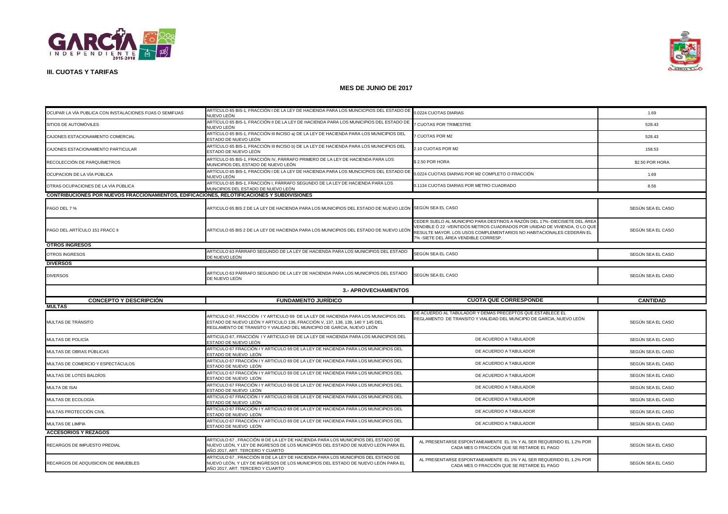**III. CUOTAS Y TARIFAS**

## MES DE JUNIO DE 2017

| | | | |
|---|---|---|---|
| OCUPAR LA VÍA PUBLICA CON INSTALACIONES FIJAS O SEMIFIJAS | ARTÍCULO 65 BIS-1, FRACCIÓN I DE LA LEY DE HACIENDA PARA LOS MUNCICPIOS DEL ESTADO DE NUEVO LEÓN | 0.0224 CUOTAS DIARIAS | 1.69 |
| SITIOS DE AUTOMÓVILES | ARTÍCULO 65 BIS-1, FRACCIÓN II DE LA LEY DE HACIENDA PARA LOS MUNICIPIOS DEL ESTADO DE NUEVO LEÓN | 7 CUOTAS POR TRIMESTRE | 528.43 |
| CAJONES ESTACIONAMIENTO COMERCIAL | ARTÍCULO 65 BIS-1, FRACCIÓN III INCISO a) DE LA LEY DE HACIENDA PARA LOS MUNICIPIOS DEL ESTADO DE NUEVO LEÓN | 7 CUOTAS POR M2 | 528.43 |
| CAJONES ESTACIONAMIENTO PARTICULAR | ARTÍCULO 65 BIS-1, FRACCIÓN III INCISO b) DE LA LEY DE HACIENDA PARA LOS MUNICIPIOS DEL ESTADO DE NUEVO LEÓN | 2.10 CUOTAS POR M2 | 158.53 |
| RECOLECCIÓN DE PARQUÍMETROS | ARTÍCULO 65 BIS-1, FRACCIÓN IV, PÁRRAFO PRIMERO DE LA LEY DE HACIENDA PARA LOS MUNICIPIOS DEL ESTADO DE NUEVO LEÓN | $ 2.50 POR HORA | $2.50 POR HORA |
| OCUPACION DE LA VÍA PÚBLICA | ARTÍCULO 65 BIS-1, FRACCIÓN I DE LA LEY DE HACIENDA PARA LOS MUNCICPIOS DEL ESTADO DE NUEVO LEÓN | 0.0224 CUOTAS DIARIAS POR M2 COMPLETO O FRACCIÓN | 1.69 |
| OTRAS OCUPACIONES DE LA VÍA PÚBLICA | ARTÍCULO 65 BIS-1, FRACCIÓN I, PÁRRAFO SEGUNDO DE LA LEY DE HACIENDA PARA LOS MUNCIPIOS DEL ESTADO DE NUEVO LEÓN | 0.1134 CUOTAS DIARIAS POR METRO CUADRADO | 8.56 |
| **CONTRIBUCIONES POR NUEVOS FRACCIONAMIENTOS, EDIFICACIONES, RELOTIFICACIONES Y SUBDIVISIONES** | | | |
| PAGO DEL 7 % | ARTICULO 65 BIS 2 DE LA LEY DE HACIENDA PARA LOS MUNICIPIOS DEL ESTADO DE NUEVO LEÓN | SEGÚN SEA EL CASO | SEGÚN SEA EL CASO |
| PAGO DEL ARTÍCULO 151 FRACC II | ARTICULO 65 BIS 2 DE LA LEY DE HACIENDA PARA LOS MUNICIPIOS DEL ESTADO DE NUEVO LEÓN | CEDER SUELO AL MUNICIPIO PARA DESTINOS A RAZÓN DEL 17% -DIECISIETE DEL ÁREA VENDIBLE Ó 22 -VEINTIDÓS METROS CUADRADOS POR UNIDAD DE VIVIENDA, O LO QUE RESULTE MAYOR. LOS USOS COMPLEMENTARIOS NO HABITACIONALES CEDERÁN EL 7% -SIETE DEL ÁREA VENDIBLE CORRESP. | SEGÚN SEA EL CASO |
| **OTROS INGRESOS** | | | |
| OTROS INGRESOS | ARTICULO 63 PÁRRAFO SEGUNDO DE LA LEY DE HACIENDA PARA LOS MUNICIPIOS DEL ESTADO DE NUEVO LEÓN | SEGÚN SEA EL CASO | SEGÚN SEA EL CASO |
| **DIVERSOS** | | | |
| DIVERSOS | ARTICULO 63 PÁRRAFO SEGUNDO DE LA LEY DE HACIENDA PARA LOS MUNICIPIOS DEL ESTADO DE NUEVO LEÓN | SEGÚN SEA EL CASO | SEGÚN SEA EL CASO |

### 3.- APROVECHAMIENTOS

| CONCEPTO Y DESCRIPCIÓN | FUNDAMENTO JURÍDICO | CUOTA QUE CORRESPONDE | CANTIDAD |
|---|---|---|---|
| **MULTAS** | | | |
| MULTAS DE TRÁNSITO | ARTICULO 67, FRACCIÓN I Y ARTICULO 69 DE LA LEY DE HACIENDA PARA LOS MUNICIPIOS DEL ESTADO DE NUEVO LEÓN Y ARTICULO 136, FRACCIÓN V, 137, 138, 139, 140 Y 145 DEL REGLAMENTO DE TRANSITO Y VIALIDAD DEL MUNICIPIO DE GARCIA, NUEVO LEÓN | DE ACUERDO AL TABULADOR Y DEMAS PRECEPTOS QUE ESTABLECE EL REGLAMENTO DE TRANSITO Y VIALIDAD DEL MUNCIPIO DE GARCIA, NUEVO LEÓN | SEGÚN SEA EL CASO |
| MULTAS DE POLICÍA | ARTICULO 67, FRACCIÓN I Y ARTICULO 69 DE LA LEY DE HACIENDA PARA LOS MUNICIPIOS DEL ESTADO DE NUEVO LEÓN | DE ACUERDO A TABULADOR | SEGÚN SEA EL CASO |
| MULTAS DE OBRAS PÚBLICAS | ARTICULO 67 FRACCIÓN I Y ARTICULO 69 DE LA LEY DE HACIENDA PARA LOS MUNICIPIOS DEL ESTADO DE NUEVO LEÓN | DE ACUERDO A TABULADOR | SEGÚN SEA EL CASO |
| MULTAS DE COMERCIO Y ESPECTÁCULOS | ARTICULO 67 FRACCIÓN I Y ARTICULO 69 DE LA LEY DE HACIENDA PARA LOS MUNICIPIOS DEL ESTADO DE NUEVO LEÓN | DE ACUERDO A TABULADOR | SEGÚN SEA EL CASO |
| MULTAS DE LOTES BALDÍOS | ARTICULO 67 FRACCIÓN I Y ARTICULO 69 DE LA LEY DE HACIENDA PARA LOS MUNICIPIOS DEL ESTADO DE NUEVO LEÓN | DE ACUERDO A TABULADOR | SEGÚN SEA EL CASO |
| MULTA DE ISAI | ARTICULO 67 FRACCIÓN I Y ARTICULO 69 DE LA LEY DE HACIENDA PARA LOS MUNICIPIOS DEL ESTADO DE NUEVO LEÓN | DE ACUERDO A TABULADOR | SEGÚN SEA EL CASO |
| MULTAS DE ECOLOGÍA | ARTICULO 67 FRACCIÓN I Y ARTICULO 69 DE LA LEY DE HACIENDA PARA LOS MUNICIPIOS DEL ESTADO DE NUEVO LEÓN | DE ACUERDO A TABULADOR | SEGÚN SEA EL CASO |
| MULTAS PROTECCIÓN CIVIL | ARTICULO 67 FRACCIÓN I Y ARTICULO 69 DE LA LEY DE HACIENDA PARA LOS MUNICIPIOS DEL ESTADO DE NUEVO LEÓN | DE ACUERDO A TABULADOR | SEGÚN SEA EL CASO |
| MULTAS DE LIMPIA | ARTICULO 67 FRACCIÓN I Y ARTICULO 69 DE LA LEY DE HACIENDA PARA LOS MUNICIPIOS DEL ESTADO DE NUEVO LEÓN | DE ACUERDO A TABULADOR | SEGÚN SEA EL CASO |
| **ACCESORIOS Y REZAGOS** | | | |
| RECARGOS DE IMPUESTO PREDIAL | ARTICULO 67, FRACCIÓN III DE LA LEY DE HACIENDA PARA LOS MUNICIPIOS DEL ESTADO DE NUEVO LEÓN, Y LEY DE INGRESOS DE LOS MUNICIPIOS DEL ESTADO DE NUEVO LEÓN PARA EL AÑO 2017, ART. TERCERO Y CUARTO | AL PRESENTARSE ESPONTANEAMENTE EL 1% Y AL SER REQUERIDO EL 1.2% POR CADA MES O FRACCIÓN QUE SE RETARDE EL PAGO | SEGÚN SEA EL CASO |
| RECARGOS DE ADQUISICION DE INMUEBLES | ARTICULO 67, FRACCIÓN III DE LA LEY DE HACIENDA PARA LOS MUNICIPIOS DEL ESTADO DE NUEVO LEÓN, Y LEY DE INGRESOS DE LOS MUNICIPIOS DEL ESTADO DE NUEVO LEÓN PARA EL AÑO 2017, ART. TERCERO Y CUARTO | AL PRESENTARSE ESPONTANEAMENTE EL 1% Y AL SER REQUERIDO EL 1.2% POR CADA MES O FRACCIÓN QUE SE RETARDE EL PAGO | SEGÚN SEA EL CASO |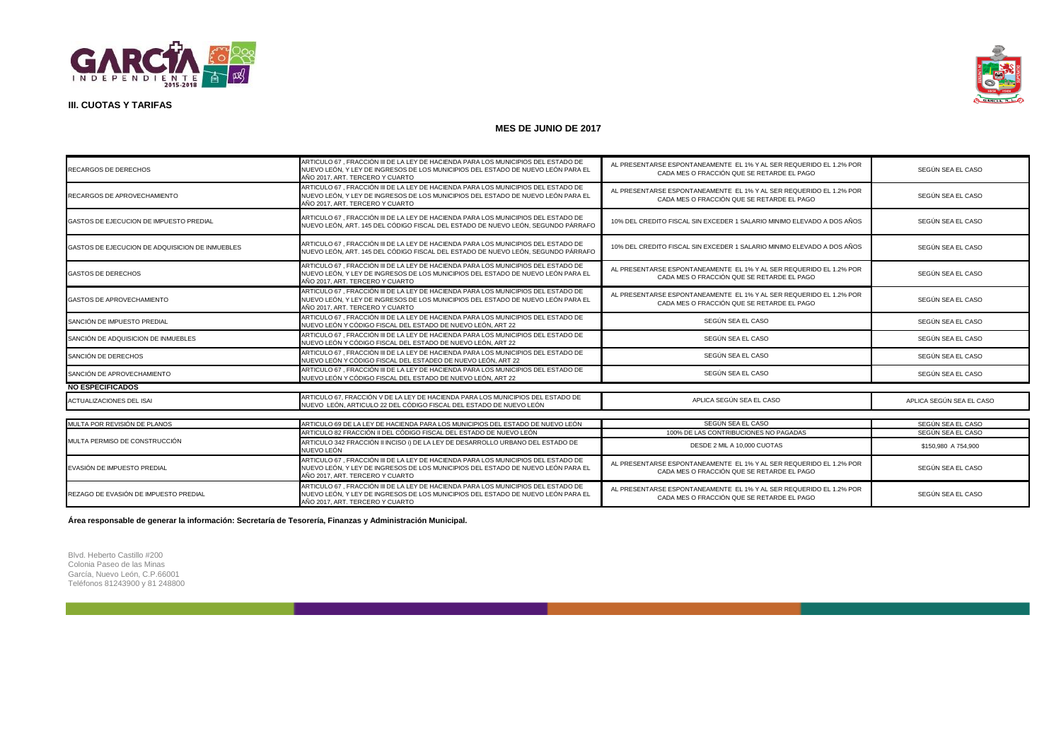**III. CUOTAS Y TARIFAS**

**MES DE JUNIO DE 2017**

| | | | |
|---|---|---|---|
| RECARGOS DE DERECHOS | ARTICULO 67 , FRACCIÓN III DE LA LEY DE HACIENDA PARA LOS MUNICIPIOS DEL ESTADO DE NUEVO LEÓN, Y LEY DE INGRESOS DE LOS MUNICIPIOS DEL ESTADO DE NUEVO LEÓN PARA EL AÑO 2017, ART. TERCERO Y CUARTO | AL PRESENTARSE ESPONTANEAMENTE EL 1% Y AL SER REQUERIDO EL 1.2% POR CADA MES O FRACCIÓN QUE SE RETARDE EL PAGO | SEGÚN SEA EL CASO |
| RECARGOS DE APROVECHAMIENTO | ARTICULO 67 , FRACCIÓN III DE LA LEY DE HACIENDA PARA LOS MUNICIPIOS DEL ESTADO DE NUEVO LEÓN, Y LEY DE INGRESOS DE LOS MUNICIPIOS DEL ESTADO DE NUEVO LEÓN PARA EL AÑO 2017, ART. TERCERO Y CUARTO | AL PRESENTARSE ESPONTANEAMENTE EL 1% Y AL SER REQUERIDO EL 1.2% POR CADA MES O FRACCIÓN QUE SE RETARDE EL PAGO | SEGÚN SEA EL CASO |
| GASTOS DE EJECUCION DE IMPUESTO PREDIAL | ARTICULO 67 , FRACCIÓN III DE LA LEY DE HACIENDA PARA LOS MUNICIPIOS DEL ESTADO DE NUEVO LEÓN, ART. 145 DEL CÓDIGO FISCAL DEL ESTADO DE NUEVO LEÓN, SEGUNDO PÁRRAFO | 10% DEL CREDITO FISCAL SIN EXCEDER 1 SALARIO MINIMO ELEVADO A DOS AÑOS | SEGÚN SEA EL CASO |
| GASTOS DE EJECUCION DE ADQUISICION DE INMUEBLES | ARTICULO 67 , FRACCIÓN III DE LA LEY DE HACIENDA PARA LOS MUNICIPIOS DEL ESTADO DE NUEVO LEÓN, ART. 145 DEL CÓDIGO FISCAL DEL ESTADO DE NUEVO LEÓN, SEGUNDO PÁRRAFO | 10% DEL CREDITO FISCAL SIN EXCEDER 1 SALARIO MINIMO ELEVADO A DOS AÑOS | SEGÚN SEA EL CASO |
| GASTOS DE DERECHOS | ARTICULO 67 , FRACCIÓN III DE LA LEY DE HACIENDA PARA LOS MUNICIPIOS DEL ESTADO DE NUEVO LEÓN, Y LEY DE INGRESOS DE LOS MUNICIPIOS DEL ESTADO DE NUEVO LEÓN PARA EL AÑO 2017, ART. TERCERO Y CUARTO | AL PRESENTARSE ESPONTANEAMENTE EL 1% Y AL SER REQUERIDO EL 1.2% POR CADA MES O FRACCIÓN QUE SE RETARDE EL PAGO | SEGÚN SEA EL CASO |
| GASTOS DE APROVECHAMIENTO | ARTICULO 67 , FRACCIÓN III DE LA LEY DE HACIENDA PARA LOS MUNICIPIOS DEL ESTADO DE NUEVO LEÓN, Y LEY DE INGRESOS DE LOS MUNICIPIOS DEL ESTADO DE NUEVO LEÓN PARA EL AÑO 2017, ART. TERCERO Y CUARTO | AL PRESENTARSE ESPONTANEAMENTE EL 1% Y AL SER REQUERIDO EL 1.2% POR CADA MES O FRACCIÓN QUE SE RETARDE EL PAGO | SEGÚN SEA EL CASO |
| SANCIÓN DE IMPUESTO PREDIAL | ARTICULO 67 , FRACCIÓN III DE LA LEY DE HACIENDA PARA LOS MUNICIPIOS DEL ESTADO DE NUEVO LEÓN Y CÓDIGO FISCAL DEL ESTADO DE NUEVO LEÓN, ART 22 | SEGÚN SEA EL CASO | SEGÚN SEA EL CASO |
| SANCIÓN DE ADQUISICION DE INMUEBLES | ARTICULO 67 , FRACCIÓN III DE LA LEY DE HACIENDA PARA LOS MUNICIPIOS DEL ESTADO DE NUEVO LEÓN Y CÓDIGO FISCAL DEL ESTADO DE NUEVO LEÓN, ART 22 | SEGÚN SEA EL CASO | SEGÚN SEA EL CASO |
| SANCIÓN DE DERECHOS | ARTICULO 67 , FRACCIÓN III DE LA LEY DE HACIENDA PARA LOS MUNICIPIOS DEL ESTADO DE NUEVO LEÓN Y CÓDIGO FISCAL DEL ESTADEO DE NUEVO LEÓN, ART 22 | SEGÚN SEA EL CASO | SEGÚN SEA EL CASO |
| SANCIÓN DE APROVECHAMIENTO | ARTICULO 67 , FRACCIÓN III DE LA LEY DE HACIENDA PARA LOS MUNICIPIOS DEL ESTADO DE NUEVO LEÓN Y CÓDIGO FISCAL DEL ESTADO DE NUEVO LEÓN, ART 22 | SEGÚN SEA EL CASO | SEGÚN SEA EL CASO |
| **NO ESPECIFICADOS** | | | |
| ACTUALIZACIONES DEL ISAI | ARTICULO 67, FRACCIÓN V DE LA LEY DE HACIENDA PARA LOS MUNICIPIOS DEL ESTADO DE NUEVO LEÓN, ARTICULO 22 DEL CÓDIGO FISCAL DEL ESTADO DE NUEVO LEÓN | APLICA SEGÚN SEA EL CASO | APLICA SEGÚN SEA EL CASO |
| MULTA POR REVISIÓN DE PLANOS | ARTICULO 69 DE LA LEY DE HACIENDA PARA LOS MUNICIPIOS DEL ESTADO DE NUEVO LEÓN | SEGÚN SEA EL CASO | SEGÚN SEA EL CASO |
| MULTA PERMISO DE CONSTRUCCIÓN | ARTICULO 82 FRACCIÓN II DEL CÓDIGO FISCAL DEL ESTADO DE NUEVO LEÓN | 100% DE LAS CONTRIBUCIONES NO PAGADAS | SEGÚN SEA EL CASO |
| | ARTICULO 342 FRACCIÓN II INCISO i) DE LA LEY DE DESARROLLO URBANO DEL ESTADO DE NUEVO LEÓN | DESDE 2 MIL A 10,000 CUOTAS | $150,980 A 754,900 |
| EVASIÓN DE IMPUESTO PREDIAL | ARTICULO 67 , FRACCIÓN III DE LA LEY DE HACIENDA PARA LOS MUNICIPIOS DEL ESTADO DE NUEVO LEÓN, Y LEY DE INGRESOS DE LOS MUNICIPIOS DEL ESTADO DE NUEVO LEÓN PARA EL AÑO 2017, ART. TERCERO Y CUARTO | AL PRESENTARSE ESPONTANEAMENTE EL 1% Y AL SER REQUERIDO EL 1.2% POR CADA MES O FRACCIÓN QUE SE RETARDE EL PAGO | SEGÚN SEA EL CASO |
| REZAGO DE EVASIÓN DE IMPUESTO PREDIAL | ARTICULO 67 , FRACCIÓN III DE LA LEY DE HACIENDA PARA LOS MUNICIPIOS DEL ESTADO DE NUEVO LEÓN, Y LEY DE INGRESOS DE LOS MUNICIPIOS DEL ESTADO DE NUEVO LEÓN PARA EL AÑO 2017, ART. TERCERO Y CUARTO | AL PRESENTARSE ESPONTANEAMENTE EL 1% Y AL SER REQUERIDO EL 1.2% POR CADA MES O FRACCIÓN QUE SE RETARDE EL PAGO | SEGÚN SEA EL CASO |

**Área responsable de generar la información: Secretaría de Tesorería, Finanzas y Administración Municipal.**

Blvd. Heberto Castillo #200
Colonia Paseo de las Minas
García, Nuevo León, C.P.66001
Teléfonos 81243900 y 81 248800